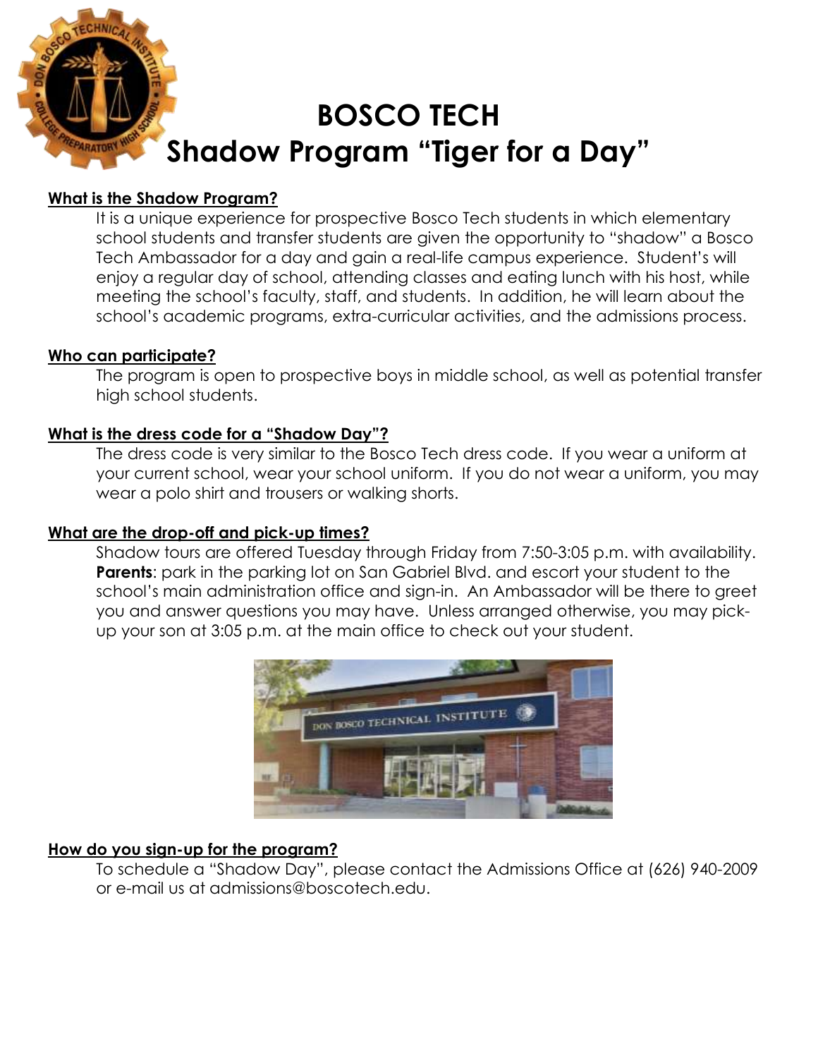# BOSCO TECH
# Shadow Program "Tiger for a Day"

**What is the Shadow Program?**

It is a unique experience for prospective Bosco Tech students in which elementary school students and transfer students are given the opportunity to "shadow" a Bosco Tech Ambassador for a day and gain a real-life campus experience. Student's will enjoy a regular day of school, attending classes and eating lunch with his host, while meeting the school's faculty, staff, and students. In addition, he will learn about the school's academic programs, extra-curricular activities, and the admissions process.

**Who can participate?**

The program is open to prospective boys in middle school, as well as potential transfer high school students.

**What is the dress code for a "Shadow Day"?**

The dress code is very similar to the Bosco Tech dress code. If you wear a uniform at your current school, wear your school uniform. If you do not wear a uniform, you may wear a polo shirt and trousers or walking shorts.

**What are the drop-off and pick-up times?**

Shadow tours are offered Tuesday through Friday from 7:50-3:05 p.m. with availability. **Parents**: park in the parking lot on San Gabriel Blvd. and escort your student to the school's main administration office and sign-in. An Ambassador will be there to greet you and answer questions you may have. Unless arranged otherwise, you may pick-up your son at 3:05 p.m. at the main office to check out your student.

**How do you sign-up for the program?**

To schedule a "Shadow Day", please contact the Admissions Office at (626) 940-2009 or e-mail us at admissions@boscotech.edu.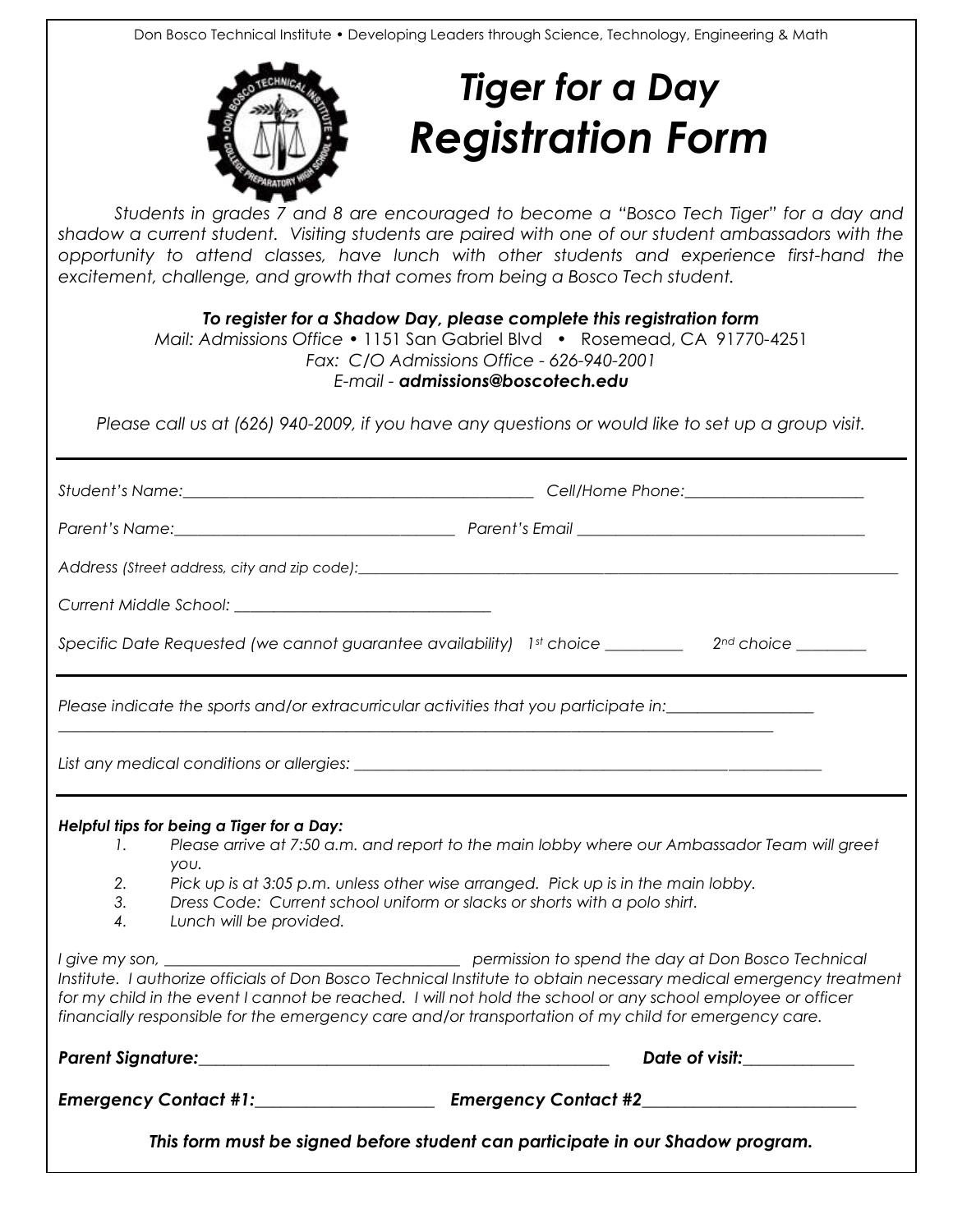Don Bosco Technical Institute • Developing Leaders through Science, Technology, Engineering & Math

# *Tiger for a Day*
# *Registration Form*

*Students in grades 7 and 8 are encouraged to become a "Bosco Tech Tiger" for a day and shadow a current student. Visiting students are paired with one of our student ambassadors with the opportunity to attend classes, have lunch with other students and experience first-hand the excitement, challenge, and growth that comes from being a Bosco Tech student.*

***To register for a Shadow Day, please complete this registration form***

*Mail: Admissions Office* • 1151 San Gabriel Blvd • Rosemead, CA 91770-4251

*Fax: C/O Admissions Office - 626-940-2001*

*E-mail -* ***admissions@boscotech.edu***

*Please call us at (626) 940-2009, if you have any questions or would like to set up a group visit.*

---

*Student's Name:*\_\_\_\_\_\_\_\_\_\_\_\_\_\_\_\_\_\_\_\_\_\_\_\_\_\_\_\_\_\_\_\_\_\_\_\_\_\_\_\_\_\_ *Cell/Home Phone:*\_\_\_\_\_\_\_\_\_\_\_\_\_\_\_\_\_\_\_\_\_\_

*Parent's Name:*\_\_\_\_\_\_\_\_\_\_\_\_\_\_\_\_\_\_\_\_\_\_\_\_\_\_\_\_\_\_\_\_\_\_ *Parent's Email* \_\_\_\_\_\_\_\_\_\_\_\_\_\_\_\_\_\_\_\_\_\_\_\_\_\_\_\_\_\_\_\_\_\_\_\_

*Address (Street address, city and zip code):*\_\_\_\_\_\_\_\_\_\_\_\_\_\_\_\_\_\_\_\_\_\_\_\_\_\_\_\_\_\_\_\_\_\_\_\_\_\_\_\_\_\_\_\_\_\_\_\_\_\_\_\_\_\_\_\_\_\_\_\_\_\_\_\_\_\_

*Current Middle School:* \_\_\_\_\_\_\_\_\_\_\_\_\_\_\_\_\_\_\_\_\_\_\_\_\_\_\_\_\_\_\_\_

*Specific Date Requested (we cannot guarantee availability) 1st choice* \_\_\_\_\_\_\_\_\_\_ *2nd choice* \_\_\_\_\_\_\_\_\_

---

*Please indicate the sports and/or extracurricular activities that you participate in:*\_\_\_\_\_\_\_\_\_\_\_\_\_\_\_\_\_\_\_

\_\_\_\_\_\_\_\_\_\_\_\_\_\_\_\_\_\_\_\_\_\_\_\_\_\_\_\_\_\_\_\_\_\_\_\_\_\_\_\_\_\_\_\_\_\_\_\_\_\_\_\_\_\_\_\_\_\_\_\_\_\_\_\_\_\_\_\_\_\_\_\_\_\_\_\_\_\_\_\_\_\_\_\_\_\_\_\_\_

*List any medical conditions or allergies:* \_\_\_\_\_\_\_\_\_\_\_\_\_\_\_\_\_\_\_\_\_\_\_\_\_\_\_\_\_\_\_\_\_\_\_\_\_\_\_\_\_\_\_\_\_\_\_\_\_\_\_\_\_\_\_\_\_\_

---

***Helpful tips for being a Tiger for a Day:***

1. *Please arrive at 7:50 a.m. and report to the main lobby where our Ambassador Team will greet you.*
2. *Pick up is at 3:05 p.m. unless other wise arranged. Pick up is in the main lobby.*
3. *Dress Code: Current school uniform or slacks or shorts with a polo shirt.*
4. *Lunch will be provided.*

*I give my son,* \_\_\_\_\_\_\_\_\_\_\_\_\_\_\_\_\_\_\_\_\_\_\_\_\_\_\_\_\_\_\_\_\_\_\_\_\_ *permission to spend the day at Don Bosco Technical Institute. I authorize officials of Don Bosco Technical Institute to obtain necessary medical emergency treatment for my child in the event I cannot be reached. I will not hold the school or any school employee or officer financially responsible for the emergency care and/or transportation of my child for emergency care.*

***Parent Signature:***\_\_\_\_\_\_\_\_\_\_\_\_\_\_\_\_\_\_\_\_\_\_\_\_\_\_\_\_\_\_\_\_\_\_\_\_\_\_\_\_\_\_\_\_\_\_\_\_\_ ***Date of visit:***\_\_\_\_\_\_\_\_\_\_\_\_\_\_

***Emergency Contact #1:***\_\_\_\_\_\_\_\_\_\_\_\_\_\_\_\_\_\_\_\_\_\_ ***Emergency Contact #2***\_\_\_\_\_\_\_\_\_\_\_\_\_\_\_\_\_\_\_\_\_\_\_\_\_\_

***This form must be signed before student can participate in our Shadow program.***